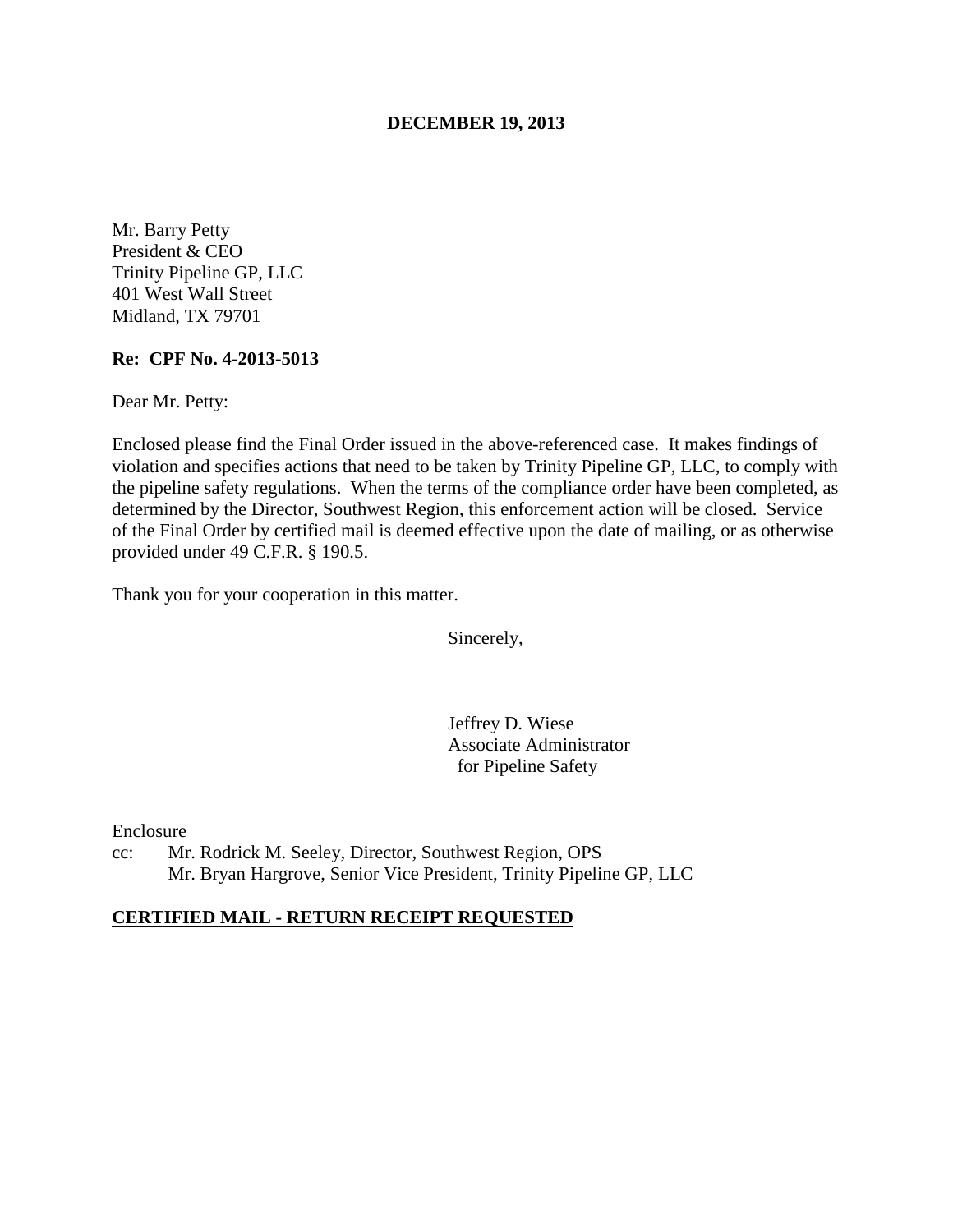**DECEMBER 19, 2013**

Mr. Barry Petty
President & CEO
Trinity Pipeline GP, LLC
401 West Wall Street
Midland, TX 79701

**Re: CPF No. 4-2013-5013**

Dear Mr. Petty:

Enclosed please find the Final Order issued in the above-referenced case. It makes findings of violation and specifies actions that need to be taken by Trinity Pipeline GP, LLC, to comply with the pipeline safety regulations. When the terms of the compliance order have been completed, as determined by the Director, Southwest Region, this enforcement action will be closed. Service of the Final Order by certified mail is deemed effective upon the date of mailing, or as otherwise provided under 49 C.F.R. § 190.5.

Thank you for your cooperation in this matter.

Sincerely,

Jeffrey D. Wiese
Associate Administrator
for Pipeline Safety

Enclosure

cc: Mr. Rodrick M. Seeley, Director, Southwest Region, OPS
Mr. Bryan Hargrove, Senior Vice President, Trinity Pipeline GP, LLC

**CERTIFIED MAIL - RETURN RECEIPT REQUESTED**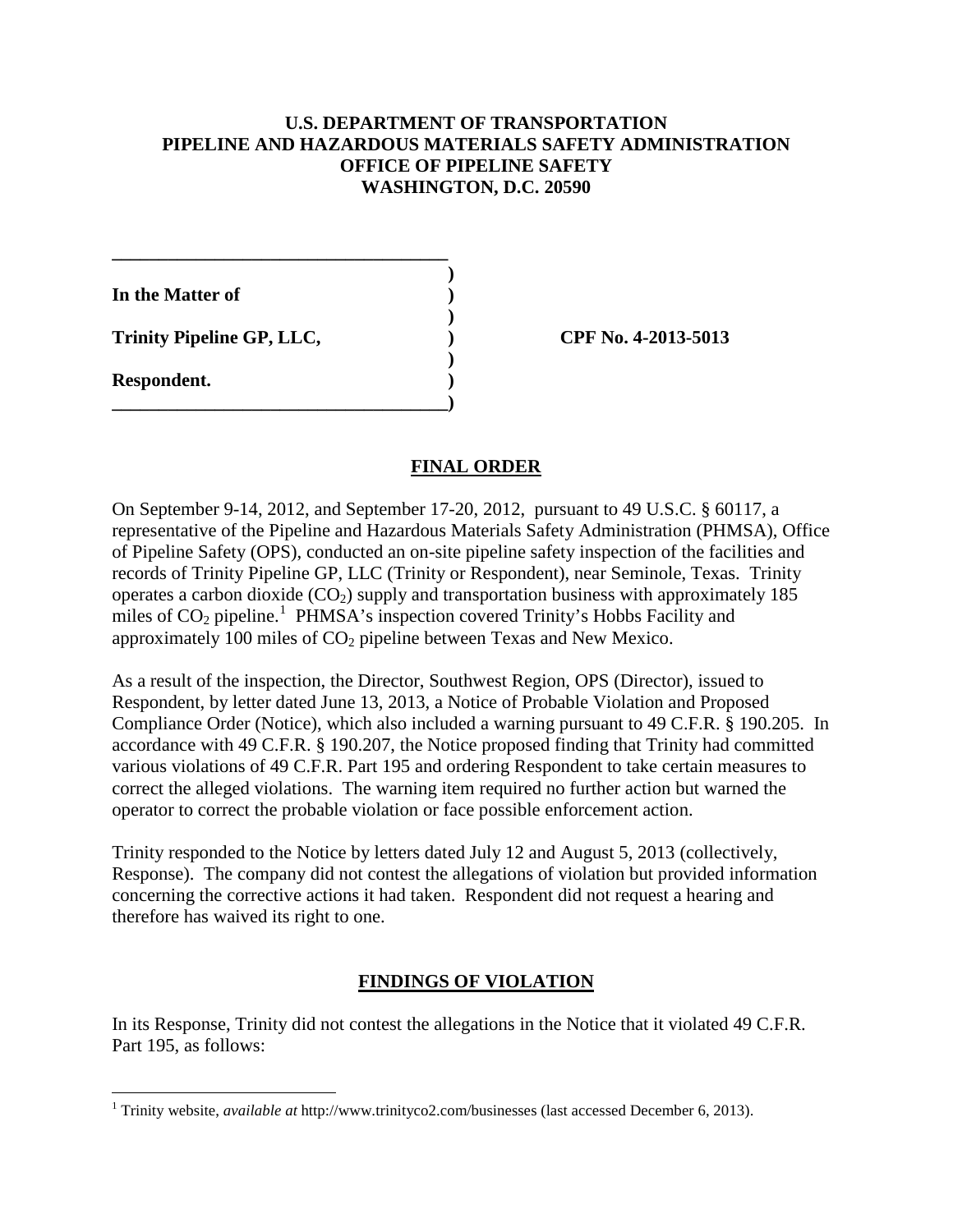**U.S. DEPARTMENT OF TRANSPORTATION**
**PIPELINE AND HAZARDOUS MATERIALS SAFETY ADMINISTRATION**
**OFFICE OF PIPELINE SAFETY**
**WASHINGTON, D.C. 20590**

| | |
|---|---|
| **In the Matter of** | |
| **Trinity Pipeline GP, LLC,** | **CPF No. 4-2013-5013** |
| **Respondent.** | |

## FINAL ORDER

On September 9-14, 2012, and September 17-20, 2012, pursuant to 49 U.S.C. § 60117, a representative of the Pipeline and Hazardous Materials Safety Administration (PHMSA), Office of Pipeline Safety (OPS), conducted an on-site pipeline safety inspection of the facilities and records of Trinity Pipeline GP, LLC (Trinity or Respondent), near Seminole, Texas. Trinity operates a carbon dioxide ($CO_2$) supply and transportation business with approximately 185 miles of $CO_2$ pipeline.[1] PHMSA's inspection covered Trinity's Hobbs Facility and approximately 100 miles of $CO_2$ pipeline between Texas and New Mexico.

As a result of the inspection, the Director, Southwest Region, OPS (Director), issued to Respondent, by letter dated June 13, 2013, a Notice of Probable Violation and Proposed Compliance Order (Notice), which also included a warning pursuant to 49 C.F.R. § 190.205. In accordance with 49 C.F.R. § 190.207, the Notice proposed finding that Trinity had committed various violations of 49 C.F.R. Part 195 and ordering Respondent to take certain measures to correct the alleged violations. The warning item required no further action but warned the operator to correct the probable violation or face possible enforcement action.

Trinity responded to the Notice by letters dated July 12 and August 5, 2013 (collectively, Response). The company did not contest the allegations of violation but provided information concerning the corrective actions it had taken. Respondent did not request a hearing and therefore has waived its right to one.

## FINDINGS OF VIOLATION

In its Response, Trinity did not contest the allegations in the Notice that it violated 49 C.F.R. Part 195, as follows:

---

[1] Trinity website, *available at* http://www.trinityco2.com/businesses (last accessed December 6, 2013).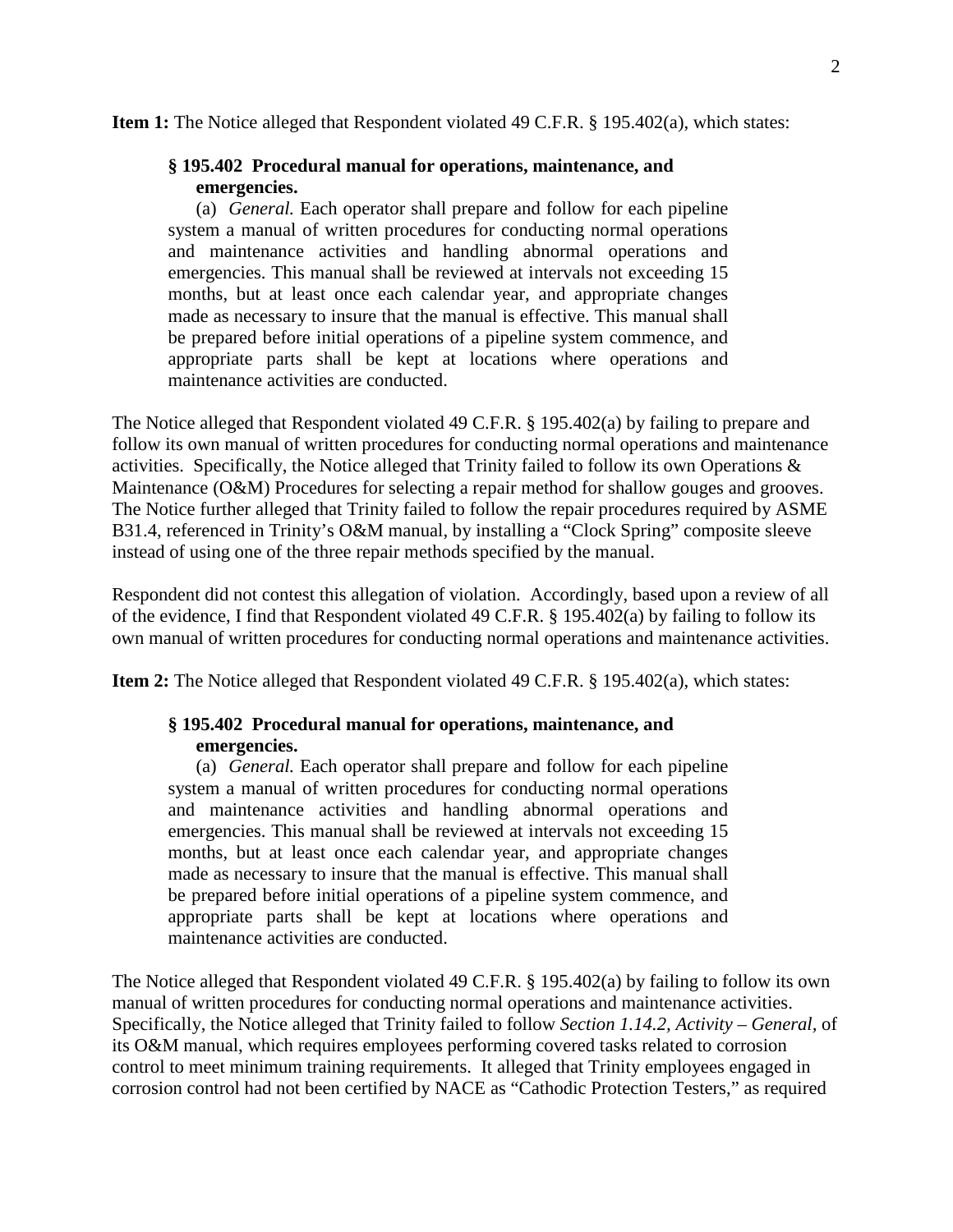**Item 1:** The Notice alleged that Respondent violated 49 C.F.R. § 195.402(a), which states:

> **§ 195.402 Procedural manual for operations, maintenance, and emergencies.**
>
> (a) *General.* Each operator shall prepare and follow for each pipeline system a manual of written procedures for conducting normal operations and maintenance activities and handling abnormal operations and emergencies. This manual shall be reviewed at intervals not exceeding 15 months, but at least once each calendar year, and appropriate changes made as necessary to insure that the manual is effective. This manual shall be prepared before initial operations of a pipeline system commence, and appropriate parts shall be kept at locations where operations and maintenance activities are conducted.

The Notice alleged that Respondent violated 49 C.F.R. § 195.402(a) by failing to prepare and follow its own manual of written procedures for conducting normal operations and maintenance activities. Specifically, the Notice alleged that Trinity failed to follow its own Operations & Maintenance (O&M) Procedures for selecting a repair method for shallow gouges and grooves. The Notice further alleged that Trinity failed to follow the repair procedures required by ASME B31.4, referenced in Trinity's O&M manual, by installing a "Clock Spring" composite sleeve instead of using one of the three repair methods specified by the manual.

Respondent did not contest this allegation of violation. Accordingly, based upon a review of all of the evidence, I find that Respondent violated 49 C.F.R. § 195.402(a) by failing to follow its own manual of written procedures for conducting normal operations and maintenance activities.

**Item 2:** The Notice alleged that Respondent violated 49 C.F.R. § 195.402(a), which states:

> **§ 195.402 Procedural manual for operations, maintenance, and emergencies.**
>
> (a) *General.* Each operator shall prepare and follow for each pipeline system a manual of written procedures for conducting normal operations and maintenance activities and handling abnormal operations and emergencies. This manual shall be reviewed at intervals not exceeding 15 months, but at least once each calendar year, and appropriate changes made as necessary to insure that the manual is effective. This manual shall be prepared before initial operations of a pipeline system commence, and appropriate parts shall be kept at locations where operations and maintenance activities are conducted.

The Notice alleged that Respondent violated 49 C.F.R. § 195.402(a) by failing to follow its own manual of written procedures for conducting normal operations and maintenance activities. Specifically, the Notice alleged that Trinity failed to follow *Section 1.14.2, Activity – General*, of its O&M manual, which requires employees performing covered tasks related to corrosion control to meet minimum training requirements. It alleged that Trinity employees engaged in corrosion control had not been certified by NACE as "Cathodic Protection Testers," as required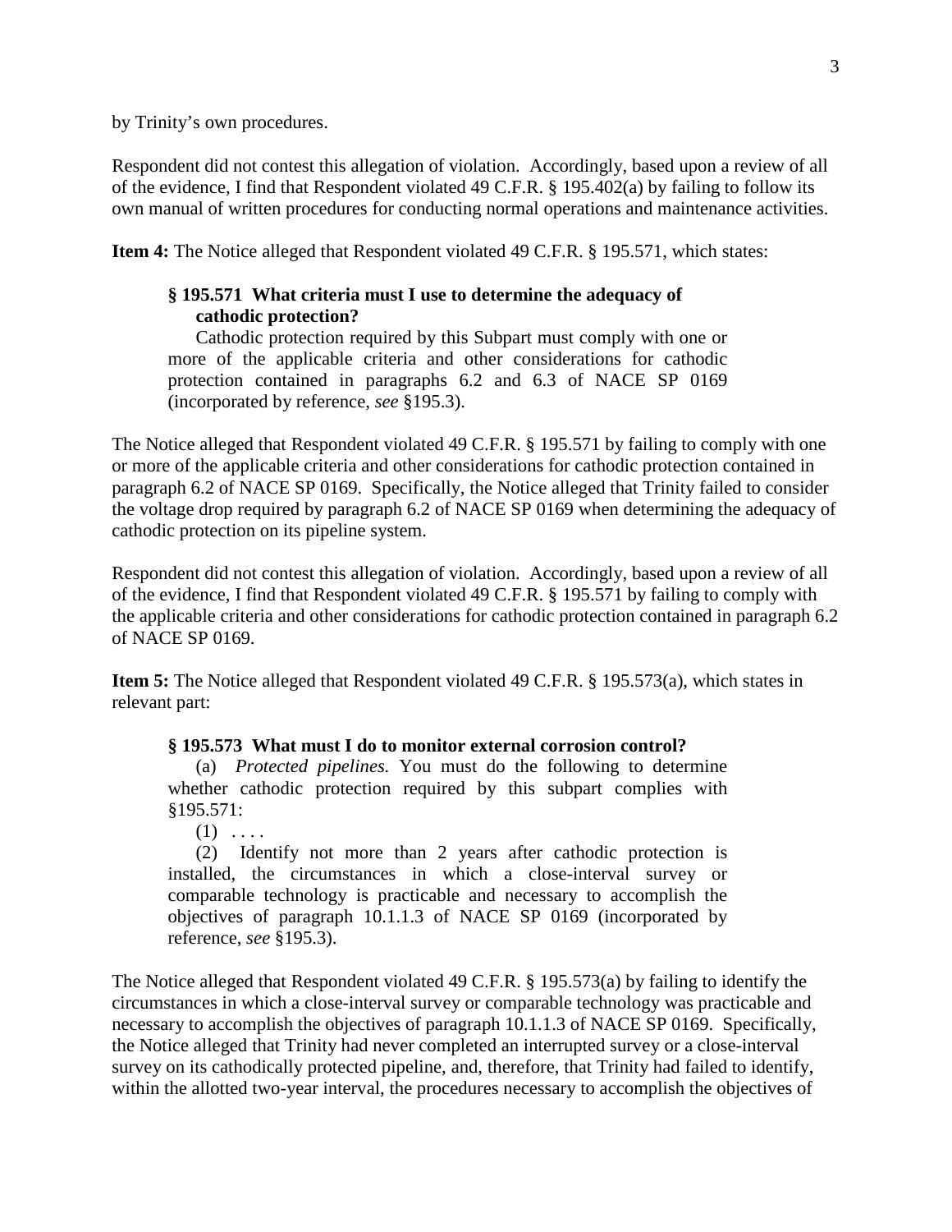by Trinity's own procedures.

Respondent did not contest this allegation of violation. Accordingly, based upon a review of all of the evidence, I find that Respondent violated 49 C.F.R. § 195.402(a) by failing to follow its own manual of written procedures for conducting normal operations and maintenance activities.

**Item 4:** The Notice alleged that Respondent violated 49 C.F.R. § 195.571, which states:

> **§ 195.571 What criteria must I use to determine the adequacy of cathodic protection?**
>
> Cathodic protection required by this Subpart must comply with one or more of the applicable criteria and other considerations for cathodic protection contained in paragraphs 6.2 and 6.3 of NACE SP 0169 (incorporated by reference, *see* §195.3).

The Notice alleged that Respondent violated 49 C.F.R. § 195.571 by failing to comply with one or more of the applicable criteria and other considerations for cathodic protection contained in paragraph 6.2 of NACE SP 0169. Specifically, the Notice alleged that Trinity failed to consider the voltage drop required by paragraph 6.2 of NACE SP 0169 when determining the adequacy of cathodic protection on its pipeline system.

Respondent did not contest this allegation of violation. Accordingly, based upon a review of all of the evidence, I find that Respondent violated 49 C.F.R. § 195.571 by failing to comply with the applicable criteria and other considerations for cathodic protection contained in paragraph 6.2 of NACE SP 0169.

**Item 5:** The Notice alleged that Respondent violated 49 C.F.R. § 195.573(a), which states in relevant part:

> **§ 195.573 What must I do to monitor external corrosion control?**
>
> (a) *Protected pipelines.* You must do the following to determine whether cathodic protection required by this subpart complies with §195.571:
>
> (1) . . . .
>
> (2) Identify not more than 2 years after cathodic protection is installed, the circumstances in which a close-interval survey or comparable technology is practicable and necessary to accomplish the objectives of paragraph 10.1.1.3 of NACE SP 0169 (incorporated by reference, *see* §195.3).

The Notice alleged that Respondent violated 49 C.F.R. § 195.573(a) by failing to identify the circumstances in which a close-interval survey or comparable technology was practicable and necessary to accomplish the objectives of paragraph 10.1.1.3 of NACE SP 0169. Specifically, the Notice alleged that Trinity had never completed an interrupted survey or a close-interval survey on its cathodically protected pipeline, and, therefore, that Trinity had failed to identify, within the allotted two-year interval, the procedures necessary to accomplish the objectives of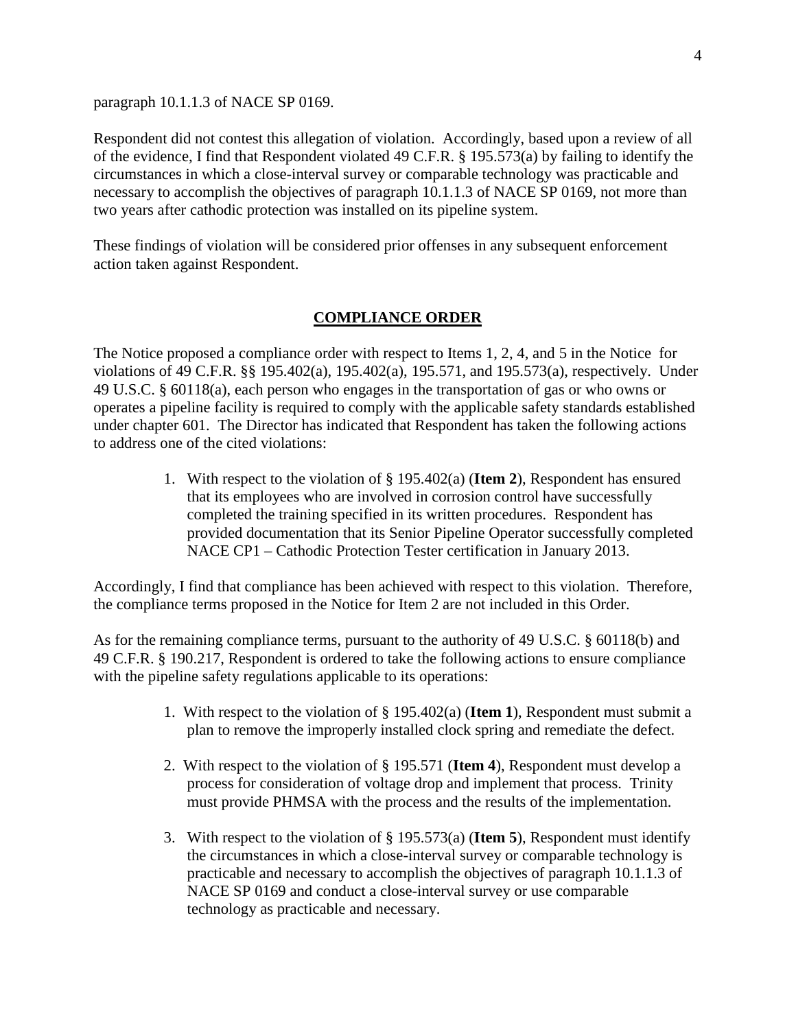paragraph 10.1.1.3 of NACE SP 0169.

Respondent did not contest this allegation of violation. Accordingly, based upon a review of all of the evidence, I find that Respondent violated 49 C.F.R. § 195.573(a) by failing to identify the circumstances in which a close-interval survey or comparable technology was practicable and necessary to accomplish the objectives of paragraph 10.1.1.3 of NACE SP 0169, not more than two years after cathodic protection was installed on its pipeline system.

These findings of violation will be considered prior offenses in any subsequent enforcement action taken against Respondent.

## COMPLIANCE ORDER

The Notice proposed a compliance order with respect to Items 1, 2, 4, and 5 in the Notice for violations of 49 C.F.R. §§ 195.402(a), 195.402(a), 195.571, and 195.573(a), respectively. Under 49 U.S.C. § 60118(a), each person who engages in the transportation of gas or who owns or operates a pipeline facility is required to comply with the applicable safety standards established under chapter 601. The Director has indicated that Respondent has taken the following actions to address one of the cited violations:

1. With respect to the violation of § 195.402(a) (**Item 2**), Respondent has ensured that its employees who are involved in corrosion control have successfully completed the training specified in its written procedures. Respondent has provided documentation that its Senior Pipeline Operator successfully completed NACE CP1 – Cathodic Protection Tester certification in January 2013.

Accordingly, I find that compliance has been achieved with respect to this violation. Therefore, the compliance terms proposed in the Notice for Item 2 are not included in this Order.

As for the remaining compliance terms, pursuant to the authority of 49 U.S.C. § 60118(b) and 49 C.F.R. § 190.217, Respondent is ordered to take the following actions to ensure compliance with the pipeline safety regulations applicable to its operations:

1. With respect to the violation of § 195.402(a) (**Item 1**), Respondent must submit a plan to remove the improperly installed clock spring and remediate the defect.

2. With respect to the violation of § 195.571 (**Item 4**), Respondent must develop a process for consideration of voltage drop and implement that process. Trinity must provide PHMSA with the process and the results of the implementation.

3. With respect to the violation of § 195.573(a) (**Item 5**), Respondent must identify the circumstances in which a close-interval survey or comparable technology is practicable and necessary to accomplish the objectives of paragraph 10.1.1.3 of NACE SP 0169 and conduct a close-interval survey or use comparable technology as practicable and necessary.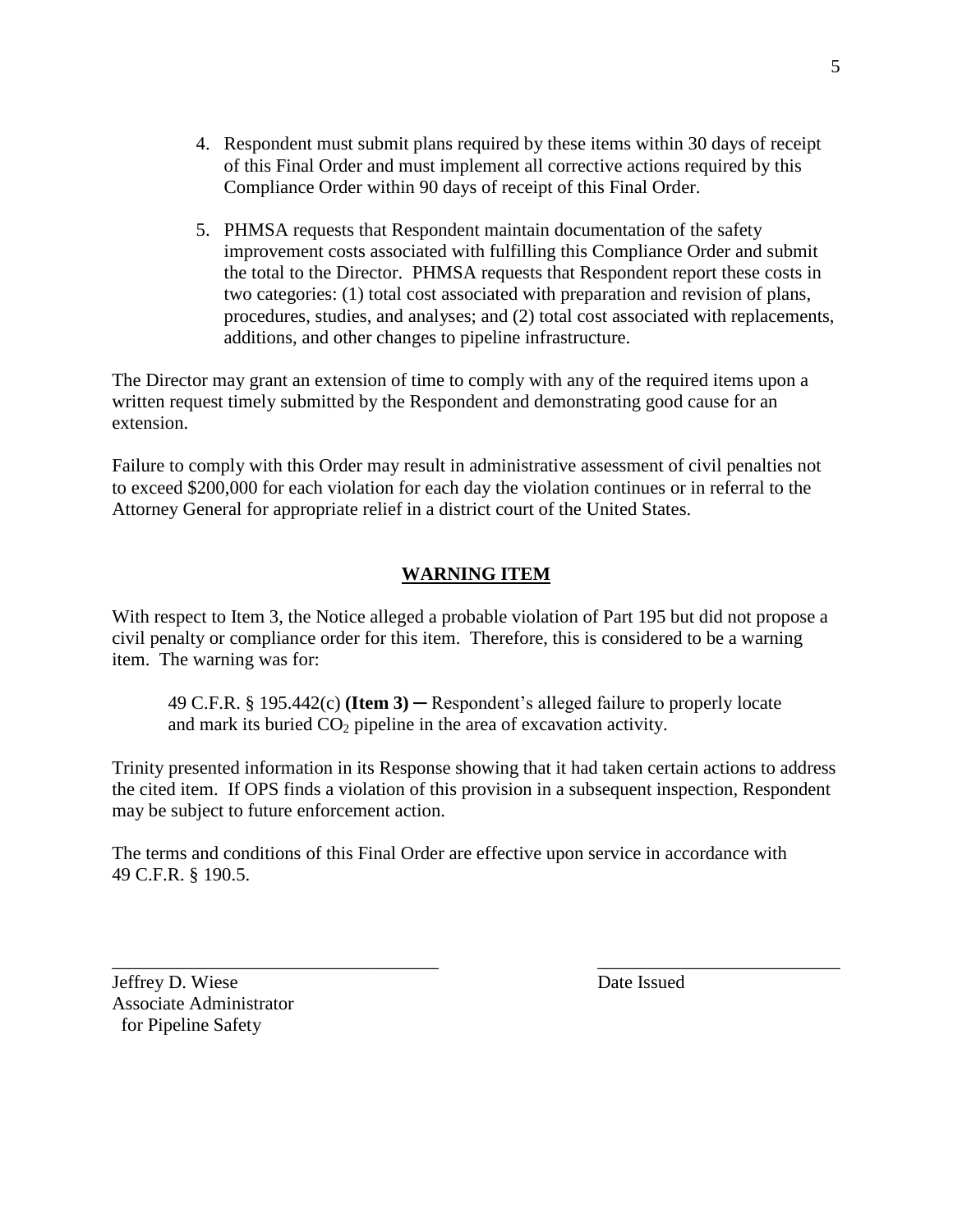4. Respondent must submit plans required by these items within 30 days of receipt of this Final Order and must implement all corrective actions required by this Compliance Order within 90 days of receipt of this Final Order.

5. PHMSA requests that Respondent maintain documentation of the safety improvement costs associated with fulfilling this Compliance Order and submit the total to the Director. PHMSA requests that Respondent report these costs in two categories: (1) total cost associated with preparation and revision of plans, procedures, studies, and analyses; and (2) total cost associated with replacements, additions, and other changes to pipeline infrastructure.

The Director may grant an extension of time to comply with any of the required items upon a written request timely submitted by the Respondent and demonstrating good cause for an extension.

Failure to comply with this Order may result in administrative assessment of civil penalties not to exceed $200,000 for each violation for each day the violation continues or in referral to the Attorney General for appropriate relief in a district court of the United States.

## WARNING ITEM

With respect to Item 3, the Notice alleged a probable violation of Part 195 but did not propose a civil penalty or compliance order for this item. Therefore, this is considered to be a warning item. The warning was for:

> 49 C.F.R. § 195.442(c) **(Item 3)** ─ Respondent's alleged failure to properly locate and mark its buried $CO_2$ pipeline in the area of excavation activity.

Trinity presented information in its Response showing that it had taken certain actions to address the cited item. If OPS finds a violation of this provision in a subsequent inspection, Respondent may be subject to future enforcement action.

The terms and conditions of this Final Order are effective upon service in accordance with 49 C.F.R. § 190.5.

\_\_\_\_\_\_\_\_\_\_\_\_\_\_\_\_\_\_\_\_\_\_\_\_\_\_\_\_\_\_\_\_\_\_\_ \_\_\_\_\_\_\_\_\_\_\_\_\_\_\_\_\_\_\_\_\_\_\_\_\_\_

Jeffrey D. Wiese
Associate Administrator
for Pipeline Safety

Date Issued